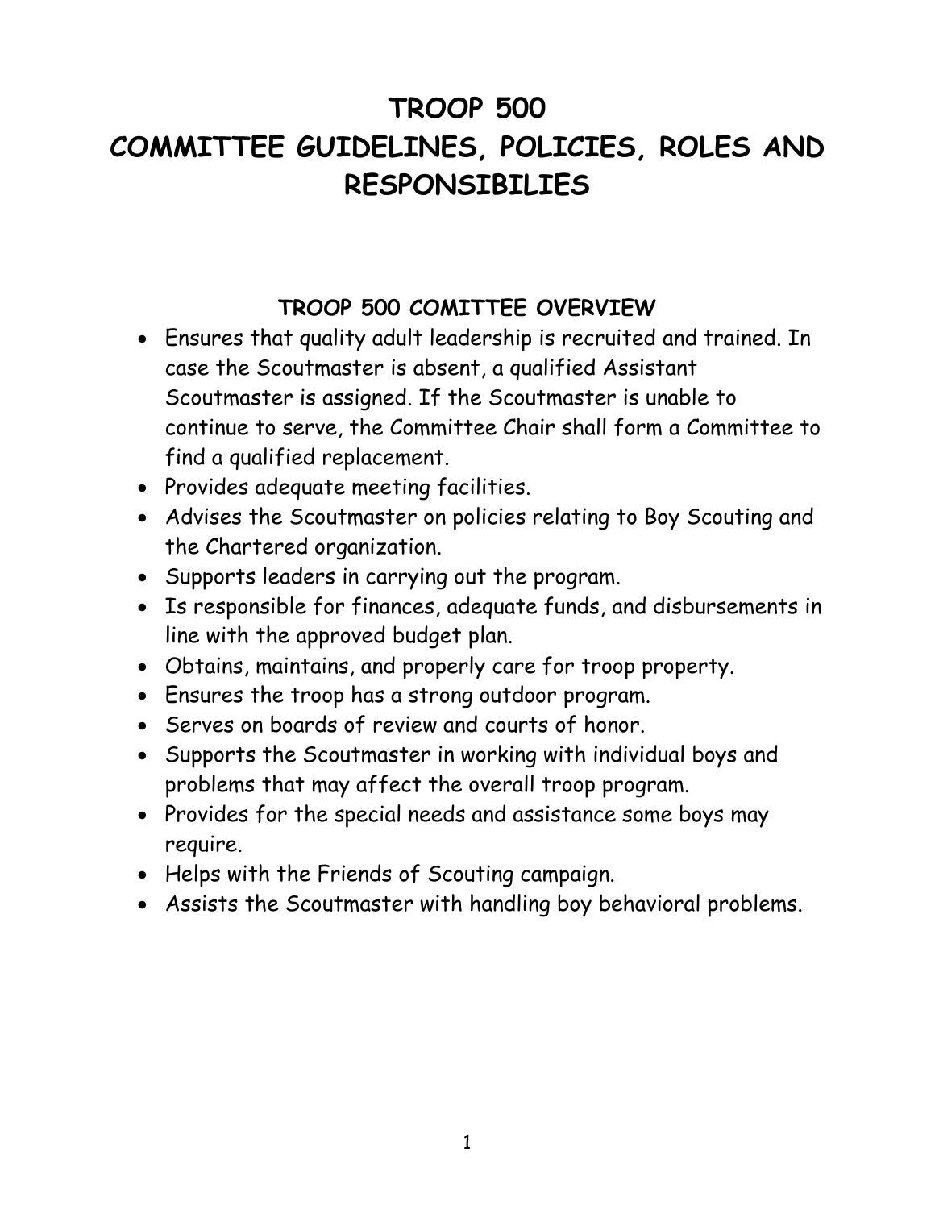# TROOP 500
# COMMITTEE GUIDELINES, POLICIES, ROLES AND RESPONSIBILIES

## TROOP 500 COMITTEE OVERVIEW

- Ensures that quality adult leadership is recruited and trained. In case the Scoutmaster is absent, a qualified Assistant Scoutmaster is assigned. If the Scoutmaster is unable to continue to serve, the Committee Chair shall form a Committee to find a qualified replacement.
- Provides adequate meeting facilities.
- Advises the Scoutmaster on policies relating to Boy Scouting and the Chartered organization.
- Supports leaders in carrying out the program.
- Is responsible for finances, adequate funds, and disbursements in line with the approved budget plan.
- Obtains, maintains, and properly care for troop property.
- Ensures the troop has a strong outdoor program.
- Serves on boards of review and courts of honor.
- Supports the Scoutmaster in working with individual boys and problems that may affect the overall troop program.
- Provides for the special needs and assistance some boys may require.
- Helps with the Friends of Scouting campaign.
- Assists the Scoutmaster with handling boy behavioral problems.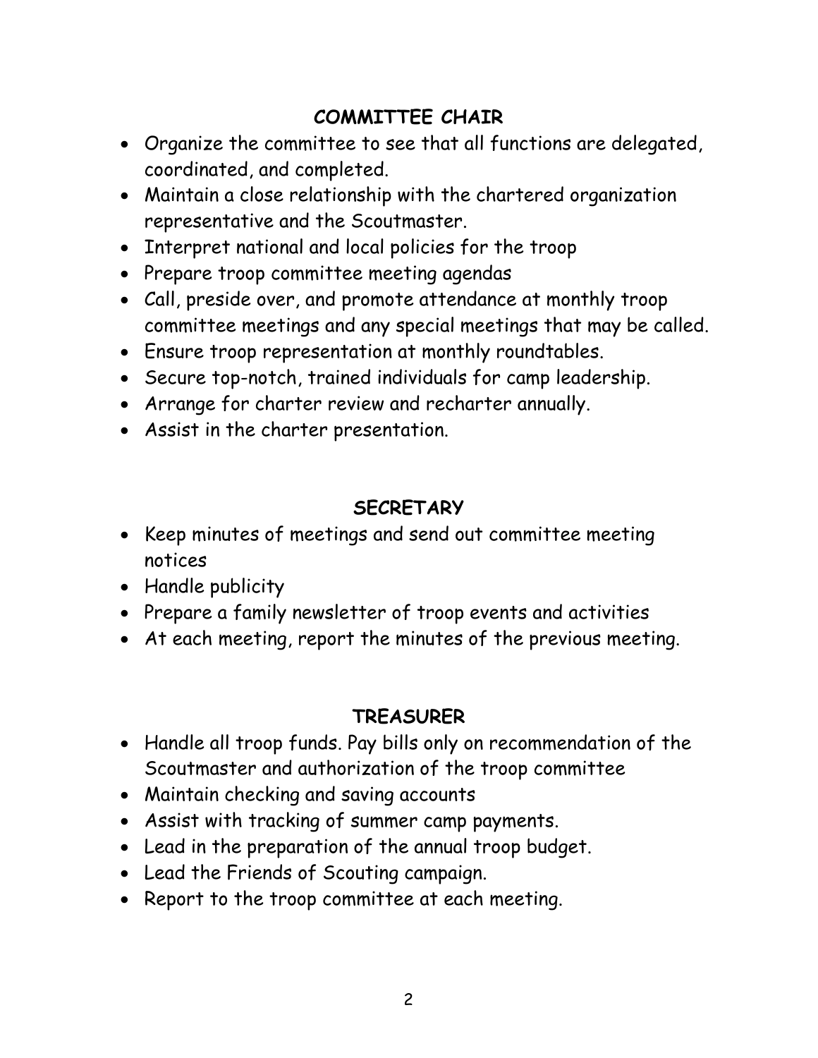## COMMITTEE CHAIR

- Organize the committee to see that all functions are delegated, coordinated, and completed.
- Maintain a close relationship with the chartered organization representative and the Scoutmaster.
- Interpret national and local policies for the troop
- Prepare troop committee meeting agendas
- Call, preside over, and promote attendance at monthly troop committee meetings and any special meetings that may be called.
- Ensure troop representation at monthly roundtables.
- Secure top-notch, trained individuals for camp leadership.
- Arrange for charter review and recharter annually.
- Assist in the charter presentation.

## SECRETARY

- Keep minutes of meetings and send out committee meeting notices
- Handle publicity
- Prepare a family newsletter of troop events and activities
- At each meeting, report the minutes of the previous meeting.

## TREASURER

- Handle all troop funds. Pay bills only on recommendation of the Scoutmaster and authorization of the troop committee
- Maintain checking and saving accounts
- Assist with tracking of summer camp payments.
- Lead in the preparation of the annual troop budget.
- Lead the Friends of Scouting campaign.
- Report to the troop committee at each meeting.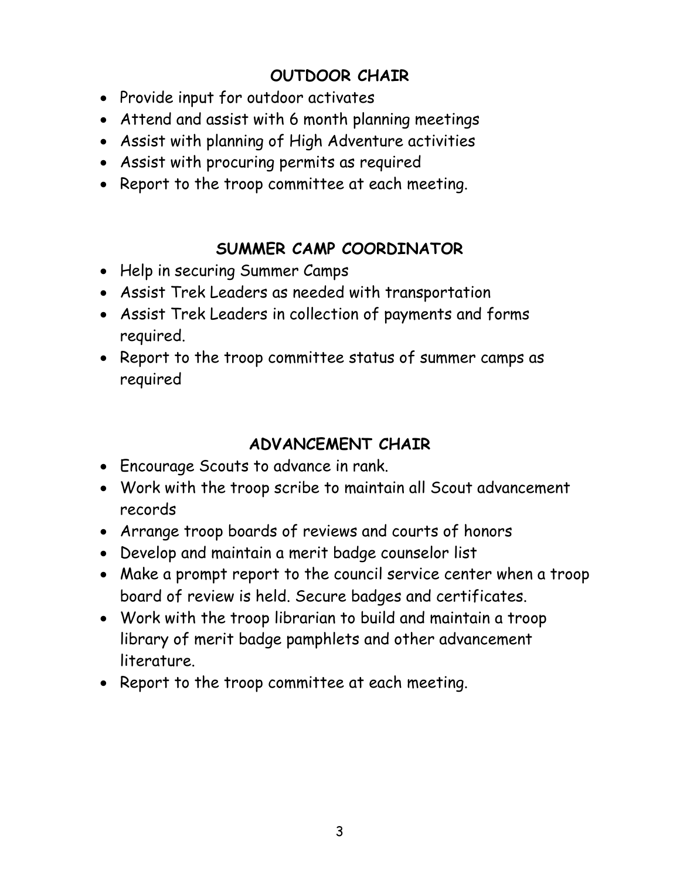## OUTDOOR CHAIR

- Provide input for outdoor activates
- Attend and assist with 6 month planning meetings
- Assist with planning of High Adventure activities
- Assist with procuring permits as required
- Report to the troop committee at each meeting.

## SUMMER CAMP COORDINATOR

- Help in securing Summer Camps
- Assist Trek Leaders as needed with transportation
- Assist Trek Leaders in collection of payments and forms required.
- Report to the troop committee status of summer camps as required

## ADVANCEMENT CHAIR

- Encourage Scouts to advance in rank.
- Work with the troop scribe to maintain all Scout advancement records
- Arrange troop boards of reviews and courts of honors
- Develop and maintain a merit badge counselor list
- Make a prompt report to the council service center when a troop board of review is held. Secure badges and certificates.
- Work with the troop librarian to build and maintain a troop library of merit badge pamphlets and other advancement literature.
- Report to the troop committee at each meeting.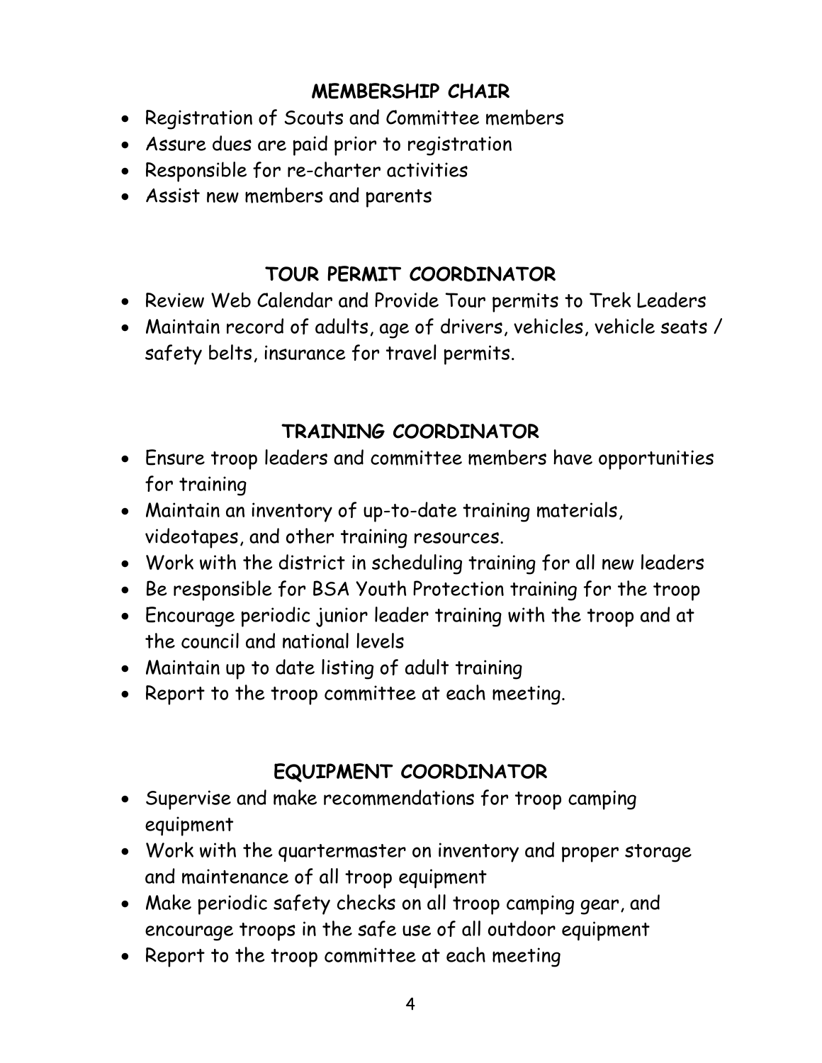## MEMBERSHIP CHAIR

- Registration of Scouts and Committee members
- Assure dues are paid prior to registration
- Responsible for re-charter activities
- Assist new members and parents

## TOUR PERMIT COORDINATOR

- Review Web Calendar and Provide Tour permits to Trek Leaders
- Maintain record of adults, age of drivers, vehicles, vehicle seats / safety belts, insurance for travel permits.

## TRAINING COORDINATOR

- Ensure troop leaders and committee members have opportunities for training
- Maintain an inventory of up-to-date training materials, videotapes, and other training resources.
- Work with the district in scheduling training for all new leaders
- Be responsible for BSA Youth Protection training for the troop
- Encourage periodic junior leader training with the troop and at the council and national levels
- Maintain up to date listing of adult training
- Report to the troop committee at each meeting.

## EQUIPMENT COORDINATOR

- Supervise and make recommendations for troop camping equipment
- Work with the quartermaster on inventory and proper storage and maintenance of all troop equipment
- Make periodic safety checks on all troop camping gear, and encourage troops in the safe use of all outdoor equipment
- Report to the troop committee at each meeting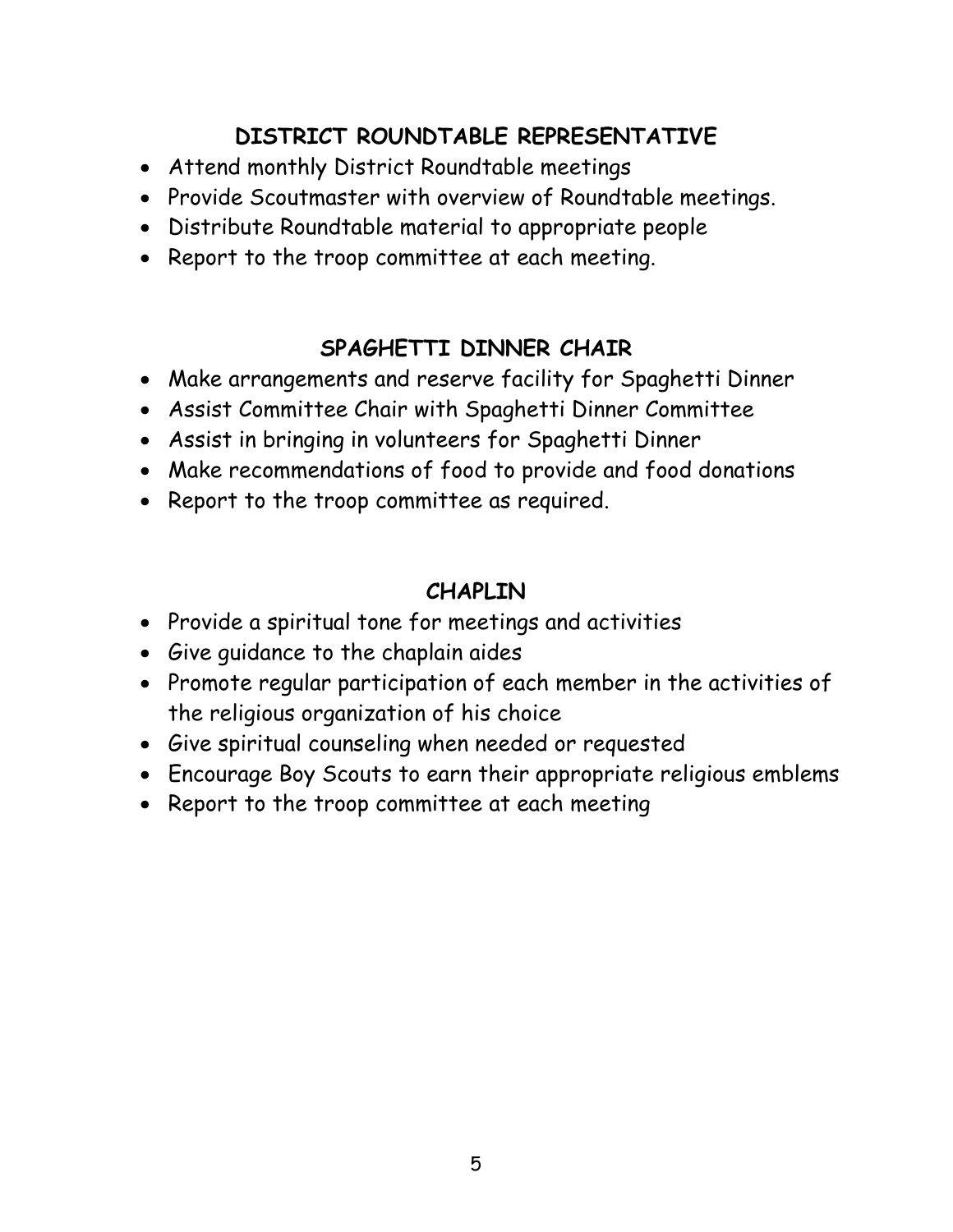## DISTRICT ROUNDTABLE REPRESENTATIVE

- Attend monthly District Roundtable meetings
- Provide Scoutmaster with overview of Roundtable meetings.
- Distribute Roundtable material to appropriate people
- Report to the troop committee at each meeting.

## SPAGHETTI DINNER CHAIR

- Make arrangements and reserve facility for Spaghetti Dinner
- Assist Committee Chair with Spaghetti Dinner Committee
- Assist in bringing in volunteers for Spaghetti Dinner
- Make recommendations of food to provide and food donations
- Report to the troop committee as required.

## CHAPLIN

- Provide a spiritual tone for meetings and activities
- Give guidance to the chaplain aides
- Promote regular participation of each member in the activities of the religious organization of his choice
- Give spiritual counseling when needed or requested
- Encourage Boy Scouts to earn their appropriate religious emblems
- Report to the troop committee at each meeting